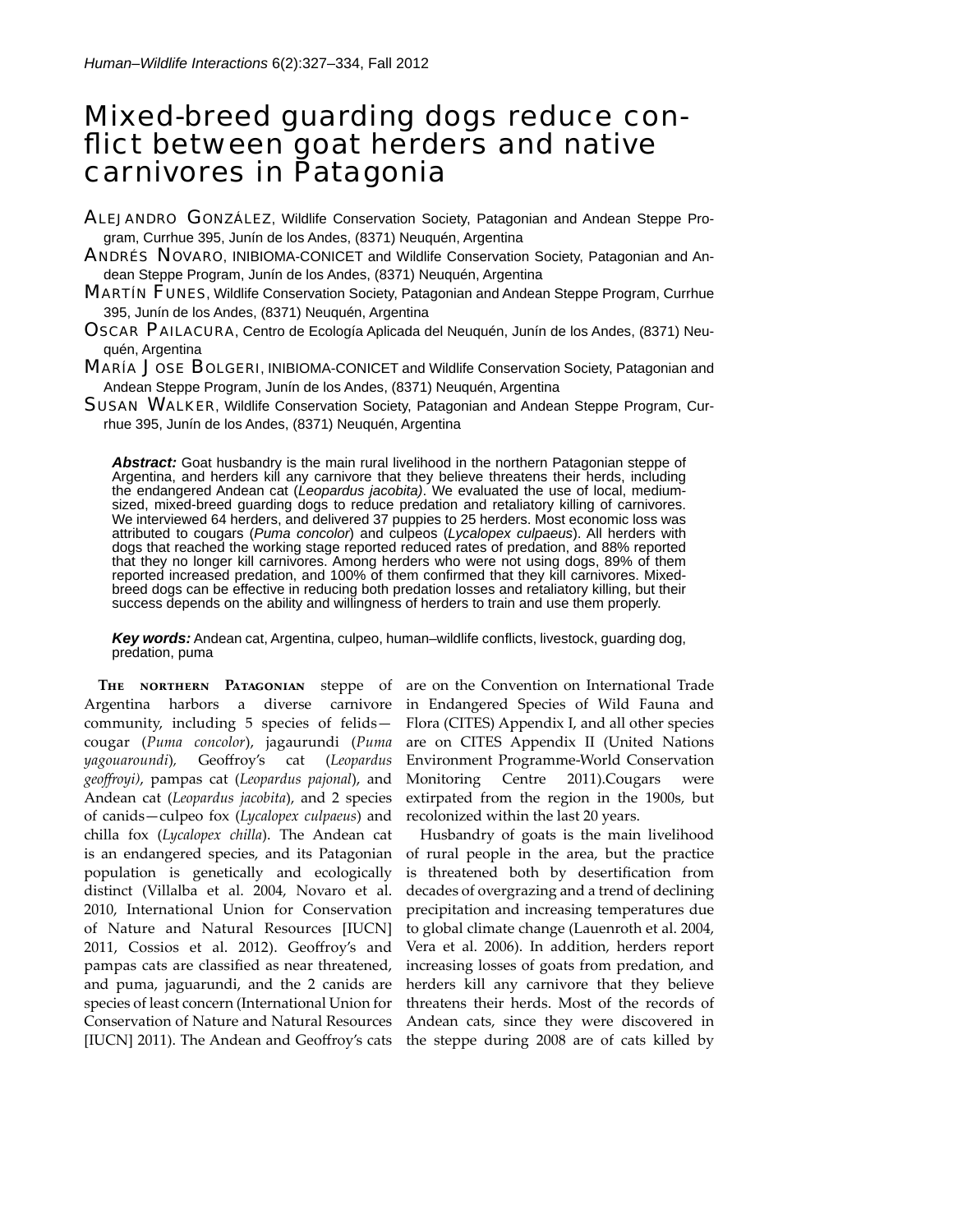# Mixed-breed guarding dogs reduce conflict between goat herders and native carnivores in Patagonia

**Alejandro González**, Wildlife Conservation Society, Patagonian and Andean Steppe Program, Currhue 395, Junín de los Andes, (8371) Neuquén, Argentina

**Andrés Novaro**, INIBIOMA-CONICET and Wildlife Conservation Society, Patagonian and Andean Steppe Program, Junín de los Andes, (8371) Neuquén, Argentina

**Martín Funes**, Wildlife Conservation Society, Patagonian and Andean Steppe Program, Currhue 395, Junín de los Andes, (8371) Neuquén, Argentina

**Oscar Pailacura**, Centro de Ecología Aplicada del Neuquén, Junín de los Andes, (8371) Neuquén, Argentina

**María Jose Bolgeri**, INIBIOMA-CONICET and Wildlife Conservation Society, Patagonian and Andean Steppe Program, Junín de los Andes, (8371) Neuquén, Argentina

**Susan Walker**, Wildlife Conservation Society, Patagonian and Andean Steppe Program, Currhue 395, Junín de los Andes, (8371) Neuquén, Argentina

***Abstract:*** Goat husbandry is the main rural livelihood in the northern Patagonian steppe of Argentina, and herders kill any carnivore that they believe threatens their herds, including the endangered Andean cat (*Leopardus jacobita)*. We evaluated the use of local, medium-sized, mixed-breed guarding dogs to reduce predation and retaliatory killing of carnivores. We interviewed 64 herders, and delivered 37 puppies to 25 herders. Most economic loss was attributed to cougars (*Puma concolor*) and culpeos (*Lycalopex culpaeus*). All herders with dogs that reached the working stage reported reduced rates of predation, and 88% reported that they no longer kill carnivores. Among herders who were not using dogs, 89% of them reported increased predation, and 100% of them confirmed that they kill carnivores. Mixed-breed dogs can be effective in reducing both predation losses and retaliatory killing, but their success depends on the ability and willingness of herders to train and use them properly.

***Key words:*** Andean cat, Argentina, culpeo, human–wildlife conflicts, livestock, guarding dog, predation, puma

**The northern Patagonian** steppe of Argentina harbors a diverse carnivore community, including 5 species of felids—cougar (*Puma concolor*), jagaurundi (*Puma yagouaroundi*), Geoffroy's cat (*Leopardus geoffroyi)*, pampas cat (*Leopardus pajonal*), and Andean cat (*Leopardus jacobita*), and 2 species of canids—culpeo fox (*Lycalopex culpaeus*) and chilla fox (*Lycalopex chilla*). The Andean cat is an endangered species, and its Patagonian population is genetically and ecologically distinct (Villalba et al. 2004, Novaro et al. 2010, International Union for Conservation of Nature and Natural Resources [IUCN] 2011, Cossios et al. 2012). Geoffroy's and pampas cats are classified as near threatened, and puma, jaguarundi, and the 2 canids are species of least concern (International Union for Conservation of Nature and Natural Resources [IUCN] 2011). The Andean and Geoffroy's cats are on the Convention on International Trade in Endangered Species of Wild Fauna and Flora (CITES) Appendix I, and all other species are on CITES Appendix II (United Nations Environment Programme-World Conservation Monitoring Centre 2011).Cougars were extirpated from the region in the 1900s, but recolonized within the last 20 years.

Husbandry of goats is the main livelihood of rural people in the area, but the practice is threatened both by desertification from decades of overgrazing and a trend of declining precipitation and increasing temperatures due to global climate change (Lauenroth et al. 2004, Vera et al. 2006). In addition, herders report increasing losses of goats from predation, and herders kill any carnivore that they believe threatens their herds. Most of the records of Andean cats, since they were discovered in the steppe during 2008 are of cats killed by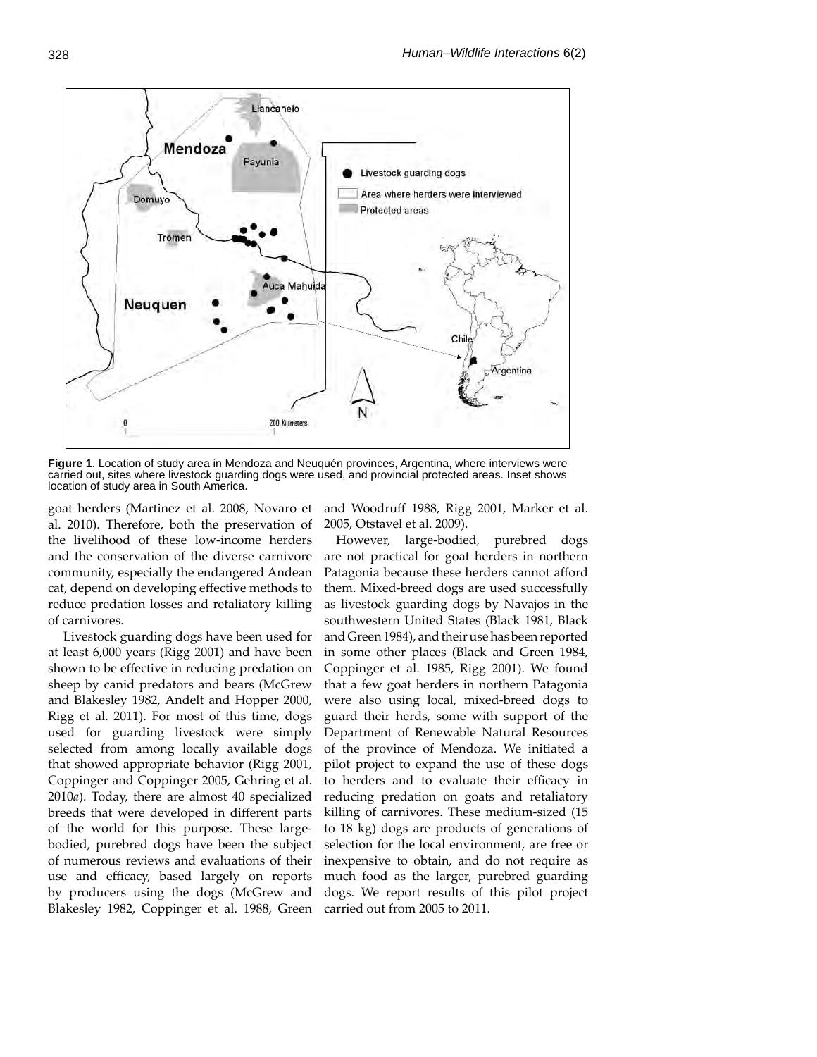**Figure 1**. Location of study area in Mendoza and Neuquén provinces, Argentina, where interviews were carried out, sites where livestock guarding dogs were used, and provincial protected areas. Inset shows location of study area in South America.

goat herders (Martinez et al. 2008, Novaro et al. 2010). Therefore, both the preservation of the livelihood of these low-income herders and the conservation of the diverse carnivore community, especially the endangered Andean cat, depend on developing effective methods to reduce predation losses and retaliatory killing of carnivores.

Livestock guarding dogs have been used for at least 6,000 years (Rigg 2001) and have been shown to be effective in reducing predation on sheep by canid predators and bears (McGrew and Blakesley 1982, Andelt and Hopper 2000, Rigg et al. 2011). For most of this time, dogs used for guarding livestock were simply selected from among locally available dogs that showed appropriate behavior (Rigg 2001, Coppinger and Coppinger 2005, Gehring et al. 2010*a*). Today, there are almost 40 specialized breeds that were developed in different parts of the world for this purpose. These large-bodied, purebred dogs have been the subject of numerous reviews and evaluations of their use and efficacy, based largely on reports by producers using the dogs (McGrew and Blakesley 1982, Coppinger et al. 1988, Green and Woodruff 1988, Rigg 2001, Marker et al. 2005, Otstavel et al. 2009).

However, large-bodied, purebred dogs are not practical for goat herders in northern Patagonia because these herders cannot afford them. Mixed-breed dogs are used successfully as livestock guarding dogs by Navajos in the southwestern United States (Black 1981, Black and Green 1984), and their use has been reported in some other places (Black and Green 1984, Coppinger et al. 1985, Rigg 2001). We found that a few goat herders in northern Patagonia were also using local, mixed-breed dogs to guard their herds, some with support of the Department of Renewable Natural Resources of the province of Mendoza. We initiated a pilot project to expand the use of these dogs to herders and to evaluate their efficacy in reducing predation on goats and retaliatory killing of carnivores. These medium-sized (15 to 18 kg) dogs are products of generations of selection for the local environment, are free or inexpensive to obtain, and do not require as much food as the larger, purebred guarding dogs. We report results of this pilot project carried out from 2005 to 2011.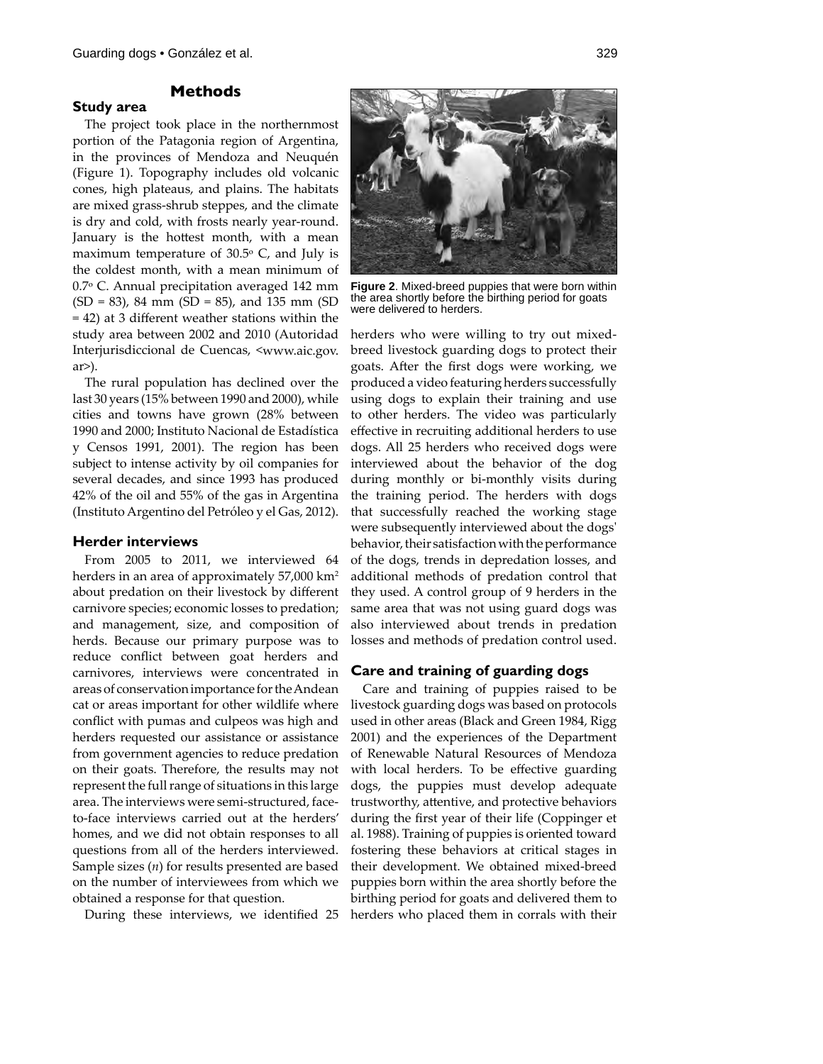## Methods

### Study area

The project took place in the northernmost portion of the Patagonia region of Argentina, in the provinces of Mendoza and Neuquén (Figure 1). Topography includes old volcanic cones, high plateaus, and plains. The habitats are mixed grass-shrub steppes, and the climate is dry and cold, with frosts nearly year-round. January is the hottest month, with a mean maximum temperature of 30.5$^{o}$ C, and July is the coldest month, with a mean minimum of 0.7$^{o}$ C. Annual precipitation averaged 142 mm (SD = 83), 84 mm (SD = 85), and 135 mm (SD = 42) at 3 different weather stations within the study area between 2002 and 2010 (Autoridad Interjurisdiccional de Cuencas, <www.aic.gov.ar>).

The rural population has declined over the last 30 years (15% between 1990 and 2000), while cities and towns have grown (28% between 1990 and 2000; Instituto Nacional de Estadística y Censos 1991, 2001). The region has been subject to intense activity by oil companies for several decades, and since 1993 has produced 42% of the oil and 55% of the gas in Argentina (Instituto Argentino del Petróleo y el Gas, 2012).

### Herder interviews

From 2005 to 2011, we interviewed 64 herders in an area of approximately 57,000 km$^2$ about predation on their livestock by different carnivore species; economic losses to predation; and management, size, and composition of herds. Because our primary purpose was to reduce conflict between goat herders and carnivores, interviews were concentrated in areas of conservation importance for the Andean cat or areas important for other wildlife where conflict with pumas and culpeos was high and herders requested our assistance or assistance from government agencies to reduce predation on their goats. Therefore, the results may not represent the full range of situations in this large area. The interviews were semi-structured, face-to-face interviews carried out at the herders' homes, and we did not obtain responses to all questions from all of the herders interviewed. Sample sizes (*n*) for results presented are based on the number of interviewees from which we obtained a response for that question.

During these interviews, we identified 25 herders who were willing to try out mixed-breed livestock guarding dogs to protect their goats. After the first dogs were working, we produced a video featuring herders successfully using dogs to explain their training and use to other herders. The video was particularly effective in recruiting additional herders to use dogs. All 25 herders who received dogs were interviewed about the behavior of the dog during monthly or bi-monthly visits during the training period. The herders with dogs that successfully reached the working stage were subsequently interviewed about the dogs' behavior, their satisfaction with the performance of the dogs, trends in depredation losses, and additional methods of predation control that they used. A control group of 9 herders in the same area that was not using guard dogs was also interviewed about trends in predation losses and methods of predation control used.

**Figure 2**. Mixed-breed puppies that were born within the area shortly before the birthing period for goats were delivered to herders.

### Care and training of guarding dogs

Care and training of puppies raised to be livestock guarding dogs was based on protocols used in other areas (Black and Green 1984, Rigg 2001) and the experiences of the Department of Renewable Natural Resources of Mendoza with local herders. To be effective guarding dogs, the puppies must develop adequate trustworthy, attentive, and protective behaviors during the first year of their life (Coppinger et al. 1988). Training of puppies is oriented toward fostering these behaviors at critical stages in their development. We obtained mixed-breed puppies born within the area shortly before the birthing period for goats and delivered them to herders who placed them in corrals with their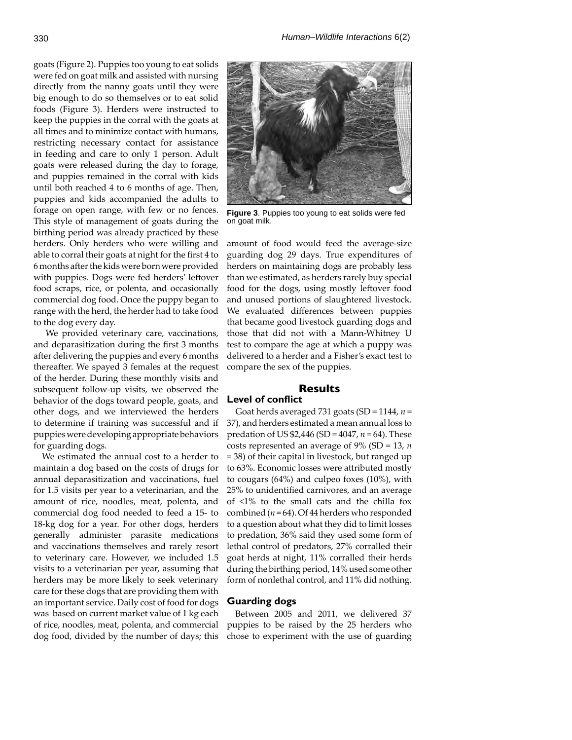goats (Figure 2). Puppies too young to eat solids were fed on goat milk and assisted with nursing directly from the nanny goats until they were big enough to do so themselves or to eat solid foods (Figure 3). Herders were instructed to keep the puppies in the corral with the goats at all times and to minimize contact with humans, restricting necessary contact for assistance in feeding and care to only 1 person. Adult goats were released during the day to forage, and puppies remained in the corral with kids until both reached 4 to 6 months of age. Then, puppies and kids accompanied the adults to forage on open range, with few or no fences. This style of management of goats during the birthing period was already practiced by these herders. Only herders who were willing and able to corral their goats at night for the first 4 to 6 months after the kids were born were provided with puppies. Dogs were fed herders' leftover food scraps, rice, or polenta, and occasionally commercial dog food. Once the puppy began to range with the herd, the herder had to take food to the dog every day.

We provided veterinary care, vaccinations, and deparasitization during the first 3 months after delivering the puppies and every 6 months thereafter. We spayed 3 females at the request of the herder. During these monthly visits and subsequent follow-up visits, we observed the behavior of the dogs toward people, goats, and other dogs, and we interviewed the herders to determine if training was successful and if puppies were developing appropriate behaviors for guarding dogs.

We estimated the annual cost to a herder to maintain a dog based on the costs of drugs for annual deparasitization and vaccinations, fuel for 1.5 visits per year to a veterinarian, and the amount of rice, noodles, meat, polenta, and commercial dog food needed to feed a 15- to 18-kg dog for a year. For other dogs, herders generally administer parasite medications and vaccinations themselves and rarely resort to veterinary care. However, we included 1.5 visits to a veterinarian per year, assuming that herders may be more likely to seek veterinary care for these dogs that are providing them with an important service. Daily cost of food for dogs was based on current market value of 1 kg each of rice, noodles, meat, polenta, and commercial dog food, divided by the number of days; this amount of food would feed the average-size guarding dog 29 days. True expenditures of herders on maintaining dogs are probably less than we estimated, as herders rarely buy special food for the dogs, using mostly leftover food and unused portions of slaughtered livestock. We evaluated differences between puppies that became good livestock guarding dogs and those that did not with a Mann-Whitney U test to compare the age at which a puppy was delivered to a herder and a Fisher's exact test to compare the sex of the puppies.

**Figure 3**. Puppies too young to eat solids were fed on goat milk.

## Results

### Level of conflict

Goat herds averaged 731 goats (SD = 1144, $n$ = 37), and herders estimated a mean annual loss to predation of US \$2,446 (SD = 4047, $n$ = 64). These costs represented an average of 9% (SD = 13, $n$ = 38) of their capital in livestock, but ranged up to 63%. Economic losses were attributed mostly to cougars (64%) and culpeo foxes (10%), with 25% to unidentified carnivores, and an average of <1% to the small cats and the chilla fox combined ($n$ = 64). Of 44 herders who responded to a question about what they did to limit losses to predation, 36% said they used some form of lethal control of predators, 27% corralled their goat herds at night, 11% corralled their herds during the birthing period, 14% used some other form of nonlethal control, and 11% did nothing.

### Guarding dogs

Between 2005 and 2011, we delivered 37 puppies to be raised by the 25 herders who chose to experiment with the use of guarding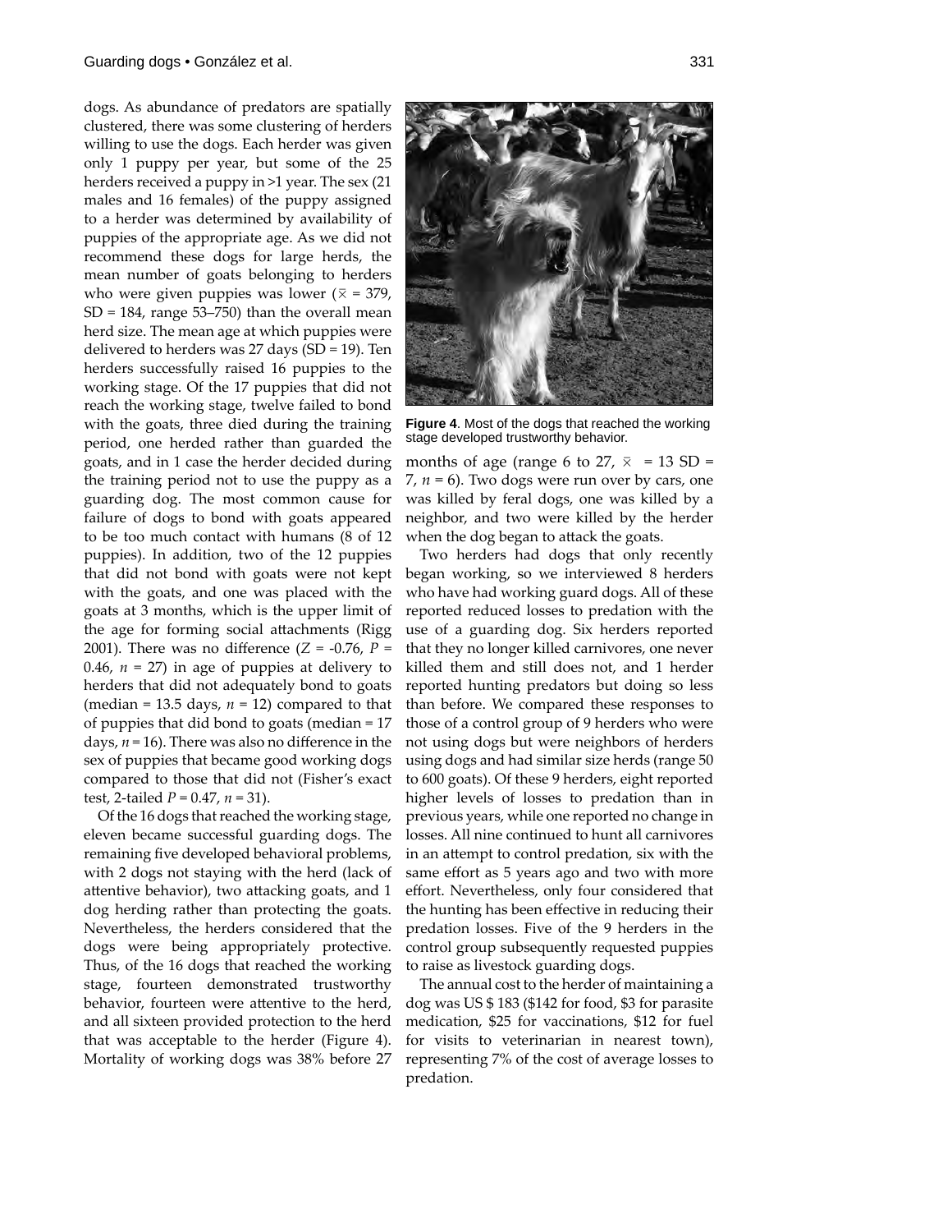dogs. As abundance of predators are spatially clustered, there was some clustering of herders willing to use the dogs. Each herder was given only 1 puppy per year, but some of the 25 herders received a puppy in >1 year. The sex (21 males and 16 females) of the puppy assigned to a herder was determined by availability of puppies of the appropriate age. As we did not recommend these dogs for large herds, the mean number of goats belonging to herders who were given puppies was lower ($\bar{x}$ = 379, SD = 184, range 53–750) than the overall mean herd size. The mean age at which puppies were delivered to herders was 27 days (SD = 19). Ten herders successfully raised 16 puppies to the working stage. Of the 17 puppies that did not reach the working stage, twelve failed to bond with the goats, three died during the training period, one herded rather than guarded the goats, and in 1 case the herder decided during the training period not to use the puppy as a guarding dog. The most common cause for failure of dogs to bond with goats appeared to be too much contact with humans (8 of 12 puppies). In addition, two of the 12 puppies that did not bond with goats were not kept with the goats, and one was placed with the goats at 3 months, which is the upper limit of the age for forming social attachments (Rigg 2001). There was no difference ($Z$ = -0.76, $P$ = 0.46, $n$ = 27) in age of puppies at delivery to herders that did not adequately bond to goats (median = 13.5 days, $n$ = 12) compared to that of puppies that did bond to goats (median = 17 days, $n$ = 16). There was also no difference in the sex of puppies that became good working dogs compared to those that did not (Fisher's exact test, 2-tailed $P$ = 0.47, $n$ = 31).

Of the 16 dogs that reached the working stage, eleven became successful guarding dogs. The remaining five developed behavioral problems, with 2 dogs not staying with the herd (lack of attentive behavior), two attacking goats, and 1 dog herding rather than protecting the goats. Nevertheless, the herders considered that the dogs were being appropriately protective. Thus, of the 16 dogs that reached the working stage, fourteen demonstrated trustworthy behavior, fourteen were attentive to the herd, and all sixteen provided protection to the herd that was acceptable to the herder (Figure 4). Mortality of working dogs was 38% before 27 months of age (range 6 to 27, $\bar{x}$ = 13 SD = 7, $n$ = 6). Two dogs were run over by cars, one was killed by feral dogs, one was killed by a neighbor, and two were killed by the herder when the dog began to attack the goats.

**Figure 4**. Most of the dogs that reached the working stage developed trustworthy behavior.

Two herders had dogs that only recently began working, so we interviewed 8 herders who have had working guard dogs. All of these reported reduced losses to predation with the use of a guarding dog. Six herders reported that they no longer killed carnivores, one never killed them and still does not, and 1 herder reported hunting predators but doing so less than before. We compared these responses to those of a control group of 9 herders who were not using dogs but were neighbors of herders using dogs and had similar size herds (range 50 to 600 goats). Of these 9 herders, eight reported higher levels of losses to predation than in previous years, while one reported no change in losses. All nine continued to hunt all carnivores in an attempt to control predation, six with the same effort as 5 years ago and two with more effort. Nevertheless, only four considered that the hunting has been effective in reducing their predation losses. Five of the 9 herders in the control group subsequently requested puppies to raise as livestock guarding dogs.

The annual cost to the herder of maintaining a dog was US $ 183 ($142 for food, $3 for parasite medication, $25 for vaccinations, $12 for fuel for visits to veterinarian in nearest town), representing 7% of the cost of average losses to predation.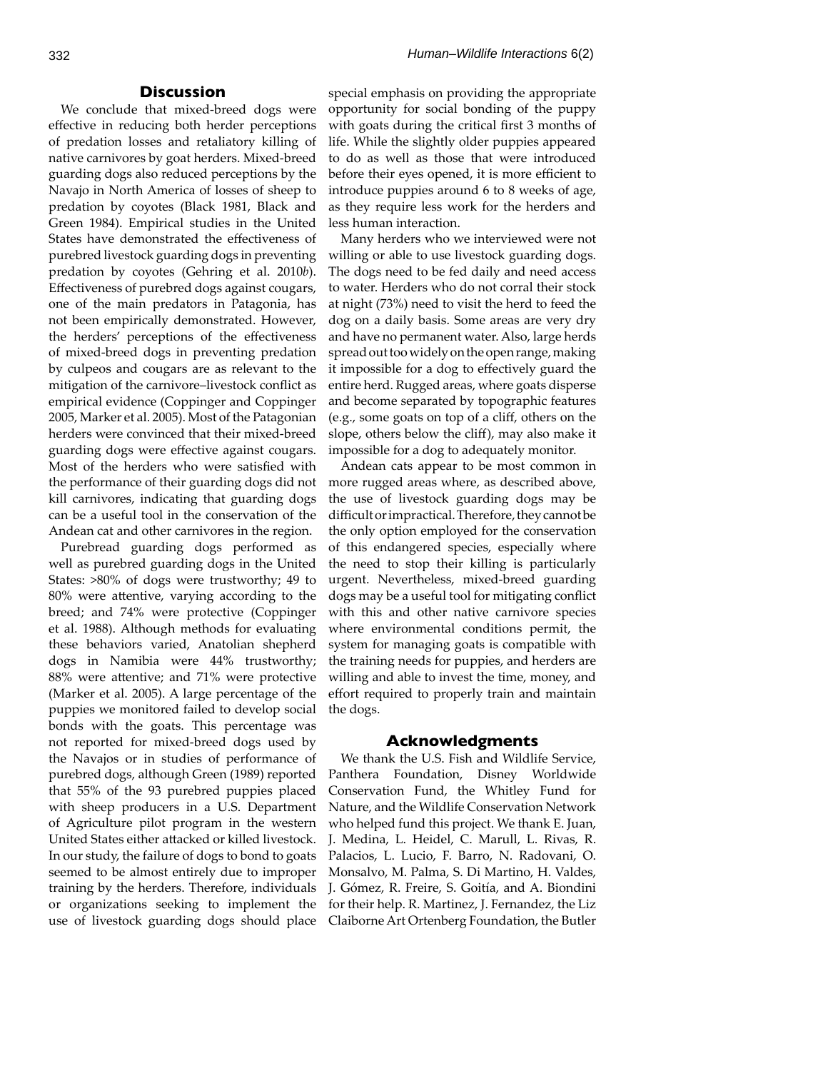## Discussion

We conclude that mixed-breed dogs were effective in reducing both herder perceptions of predation losses and retaliatory killing of native carnivores by goat herders. Mixed-breed guarding dogs also reduced perceptions by the Navajo in North America of losses of sheep to predation by coyotes (Black 1981, Black and Green 1984). Empirical studies in the United States have demonstrated the effectiveness of purebred livestock guarding dogs in preventing predation by coyotes (Gehring et al. 2010*b*). Effectiveness of purebred dogs against cougars, one of the main predators in Patagonia, has not been empirically demonstrated. However, the herders' perceptions of the effectiveness of mixed-breed dogs in preventing predation by culpeos and cougars are as relevant to the mitigation of the carnivore–livestock conflict as empirical evidence (Coppinger and Coppinger 2005, Marker et al. 2005). Most of the Patagonian herders were convinced that their mixed-breed guarding dogs were effective against cougars. Most of the herders who were satisfied with the performance of their guarding dogs did not kill carnivores, indicating that guarding dogs can be a useful tool in the conservation of the Andean cat and other carnivores in the region.

Purebread guarding dogs performed as well as purebred guarding dogs in the United States: >80% of dogs were trustworthy; 49 to 80% were attentive, varying according to the breed; and 74% were protective (Coppinger et al. 1988). Although methods for evaluating these behaviors varied, Anatolian shepherd dogs in Namibia were 44% trustworthy; 88% were attentive; and 71% were protective (Marker et al. 2005). A large percentage of the puppies we monitored failed to develop social bonds with the goats. This percentage was not reported for mixed-breed dogs used by the Navajos or in studies of performance of purebred dogs, although Green (1989) reported that 55% of the 93 purebred puppies placed with sheep producers in a U.S. Department of Agriculture pilot program in the western United States either attacked or killed livestock. In our study, the failure of dogs to bond to goats seemed to be almost entirely due to improper training by the herders. Therefore, individuals or organizations seeking to implement the use of livestock guarding dogs should place special emphasis on providing the appropriate opportunity for social bonding of the puppy with goats during the critical first 3 months of life. While the slightly older puppies appeared to do as well as those that were introduced before their eyes opened, it is more efficient to introduce puppies around 6 to 8 weeks of age, as they require less work for the herders and less human interaction.

Many herders who we interviewed were not willing or able to use livestock guarding dogs. The dogs need to be fed daily and need access to water. Herders who do not corral their stock at night (73%) need to visit the herd to feed the dog on a daily basis. Some areas are very dry and have no permanent water. Also, large herds spread out too widely on the open range, making it impossible for a dog to effectively guard the entire herd. Rugged areas, where goats disperse and become separated by topographic features (e.g., some goats on top of a cliff, others on the slope, others below the cliff), may also make it impossible for a dog to adequately monitor.

Andean cats appear to be most common in more rugged areas where, as described above, the use of livestock guarding dogs may be difficult or impractical. Therefore, they cannot be the only option employed for the conservation of this endangered species, especially where the need to stop their killing is particularly urgent. Nevertheless, mixed-breed guarding dogs may be a useful tool for mitigating conflict with this and other native carnivore species where environmental conditions permit, the system for managing goats is compatible with the training needs for puppies, and herders are willing and able to invest the time, money, and effort required to properly train and maintain the dogs.

## Acknowledgments

We thank the U.S. Fish and Wildlife Service, Panthera Foundation, Disney Worldwide Conservation Fund, the Whitley Fund for Nature, and the Wildlife Conservation Network who helped fund this project. We thank E. Juan, J. Medina, L. Heidel, C. Marull, L. Rivas, R. Palacios, L. Lucio, F. Barro, N. Radovani, O. Monsalvo, M. Palma, S. Di Martino, H. Valdes, J. Gómez, R. Freire, S. Goitía, and A. Biondini for their help. R. Martinez, J. Fernandez, the Liz Claiborne Art Ortenberg Foundation, the Butler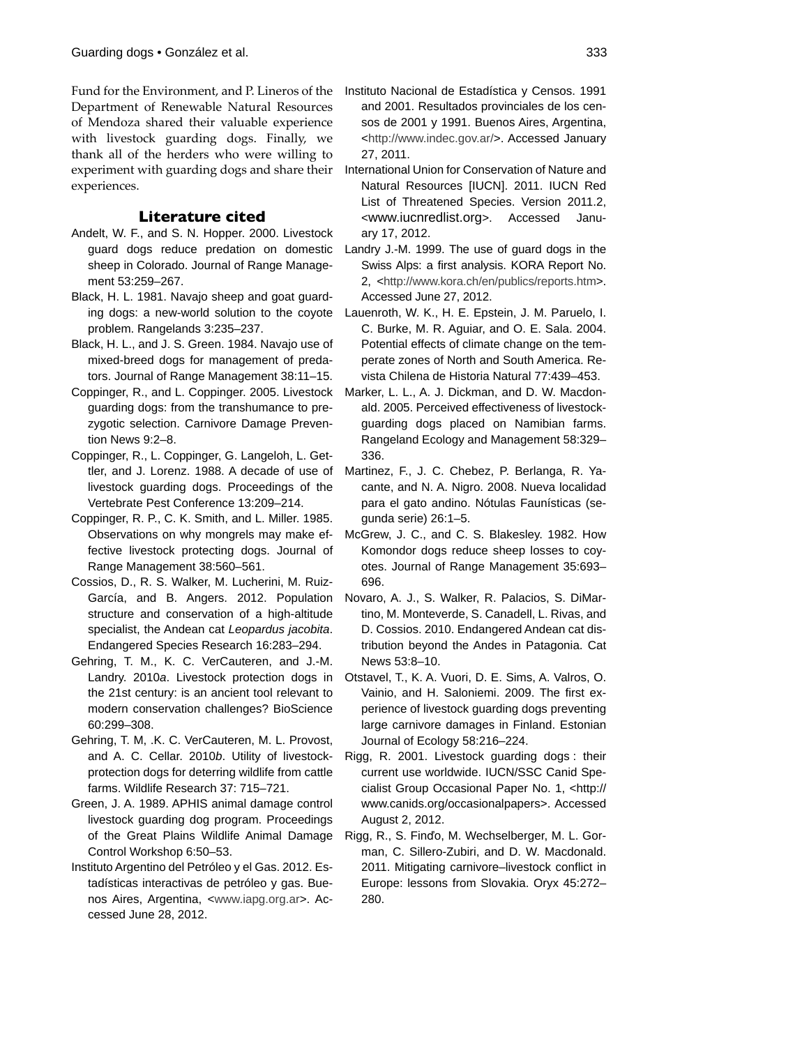Fund for the Environment, and P. Lineros of the Department of Renewable Natural Resources of Mendoza shared their valuable experience with livestock guarding dogs. Finally, we thank all of the herders who were willing to experiment with guarding dogs and share their experiences.

## Literature cited

Andelt, W. F., and S. N. Hopper. 2000. Livestock guard dogs reduce predation on domestic sheep in Colorado. Journal of Range Management 53:259–267.

Black, H. L. 1981. Navajo sheep and goat guarding dogs: a new-world solution to the coyote problem. Rangelands 3:235–237.

Black, H. L., and J. S. Green. 1984. Navajo use of mixed-breed dogs for management of predators. Journal of Range Management 38:11–15.

Coppinger, R., and L. Coppinger. 2005. Livestock guarding dogs: from the transhumance to prezygotic selection. Carnivore Damage Prevention News 9:2–8.

Coppinger, R., L. Coppinger, G. Langeloh, L. Gettler, and J. Lorenz. 1988. A decade of use of livestock guarding dogs. Proceedings of the Vertebrate Pest Conference 13:209–214.

Coppinger, R. P., C. K. Smith, and L. Miller. 1985. Observations on why mongrels may make effective livestock protecting dogs. Journal of Range Management 38:560–561.

Cossios, D., R. S. Walker, M. Lucherini, M. Ruiz-García, and B. Angers. 2012. Population structure and conservation of a high-altitude specialist, the Andean cat *Leopardus jacobita*. Endangered Species Research 16:283–294.

Gehring, T. M., K. C. VerCauteren, and J.-M. Landry. 2010*a*. Livestock protection dogs in the 21st century: is an ancient tool relevant to modern conservation challenges? BioScience 60:299–308.

Gehring, T. M, .K. C. VerCauteren, M. L. Provost, and A. C. Cellar. 2010*b*. Utility of livestock-protection dogs for deterring wildlife from cattle farms. Wildlife Research 37: 715–721.

Green, J. A. 1989. APHIS animal damage control livestock guarding dog program. Proceedings of the Great Plains Wildlife Animal Damage Control Workshop 6:50–53.

Instituto Argentino del Petróleo y el Gas. 2012. Estadísticas interactivas de petróleo y gas. Buenos Aires, Argentina, <www.iapg.org.ar>. Accessed June 28, 2012.

Instituto Nacional de Estadística y Censos. 1991 and 2001. Resultados provinciales de los censos de 2001 y 1991. Buenos Aires, Argentina, <http://www.indec.gov.ar/>. Accessed January 27, 2011.

International Union for Conservation of Nature and Natural Resources [IUCN]. 2011. IUCN Red List of Threatened Species. Version 2011.2, <www.iucnredlist.org>. Accessed January 17, 2012.

Landry J.-M. 1999. The use of guard dogs in the Swiss Alps: a first analysis. KORA Report No. 2, <http://www.kora.ch/en/publics/reports.htm>. Accessed June 27, 2012.

Lauenroth, W. K., H. E. Epstein, J. M. Paruelo, I. C. Burke, M. R. Aguiar, and O. E. Sala. 2004. Potential effects of climate change on the temperate zones of North and South America. Revista Chilena de Historia Natural 77:439–453.

Marker, L. L., A. J. Dickman, and D. W. Macdonald. 2005. Perceived effectiveness of livestock-guarding dogs placed on Namibian farms. Rangeland Ecology and Management 58:329–336.

Martinez, F., J. C. Chebez, P. Berlanga, R. Yacante, and N. A. Nigro. 2008. Nueva localidad para el gato andino. Nótulas Faunísticas (segunda serie) 26:1–5.

McGrew, J. C., and C. S. Blakesley. 1982. How Komondor dogs reduce sheep losses to coyotes. Journal of Range Management 35:693–696.

Novaro, A. J., S. Walker, R. Palacios, S. DiMartino, M. Monteverde, S. Canadell, L. Rivas, and D. Cossios. 2010. Endangered Andean cat distribution beyond the Andes in Patagonia. Cat News 53:8–10.

Otstavel, T., K. A. Vuori, D. E. Sims, A. Valros, O. Vainio, and H. Saloniemi. 2009. The first experience of livestock guarding dogs preventing large carnivore damages in Finland. Estonian Journal of Ecology 58:216–224.

Rigg, R. 2001. Livestock guarding dogs : their current use worldwide. IUCN/SSC Canid Specialist Group Occasional Paper No. 1, <http://www.canids.org/occasionalpapers>. Accessed August 2, 2012.

Rigg, R., S. Findo, M. Wechselberger, M. L. Gorman, C. Sillero-Zubiri, and D. W. Macdonald. 2011. Mitigating carnivore–livestock conflict in Europe: lessons from Slovakia. Oryx 45:272–280.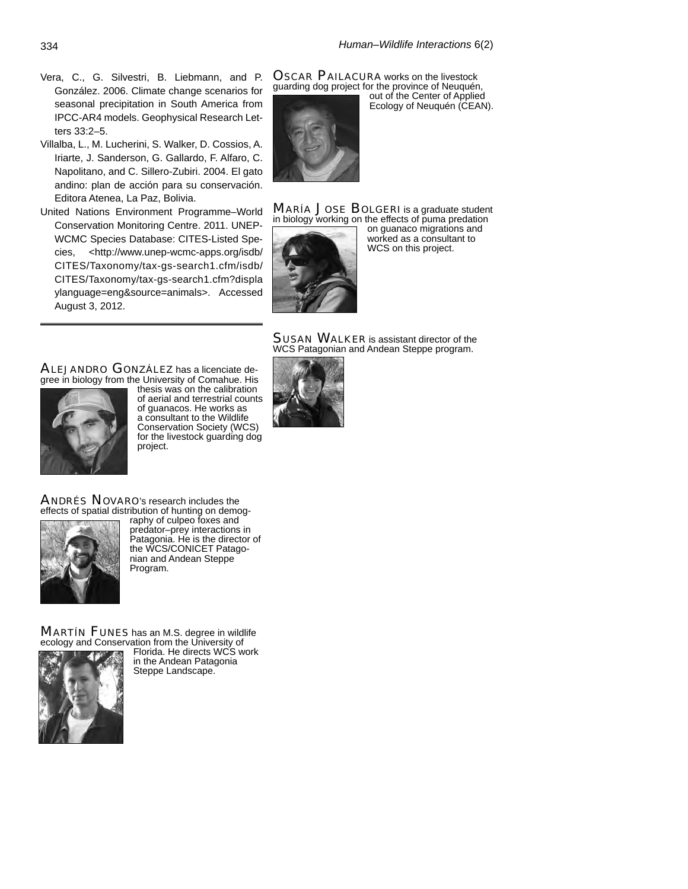Vera, C., G. Silvestri, B. Liebmann, and P. González. 2006. Climate change scenarios for seasonal precipitation in South America from IPCC-AR4 models. Geophysical Research Letters 33:2–5.

Villalba, L., M. Lucherini, S. Walker, D. Cossios, A. Iriarte, J. Sanderson, G. Gallardo, F. Alfaro, C. Napolitano, and C. Sillero-Zubiri. 2004. El gato andino: plan de acción para su conservación. Editora Atenea, La Paz, Bolivia.

United Nations Environment Programme–World Conservation Monitoring Centre. 2011. UNEP-WCMC Species Database: CITES-Listed Species, <http://www.unep-wcmc-apps.org/isdb/CITES/Taxonomy/tax-gs-search1.cfm/isdb/CITES/Taxonomy/tax-gs-search1.cfm?displaylanguage=eng&source=animals>. Accessed August 3, 2012.

---

**Alejandro González** has a licenciate degree in biology from the University of Comahue. His thesis was on the calibration of aerial and terrestrial counts of guanacos. He works as a consultant to the Wildlife Conservation Society (WCS) for the livestock guarding dog project.

**Andrés Novaro**'s research includes the effects of spatial distribution of hunting on demography of culpeo foxes and predator–prey interactions in Patagonia. He is the director of the WCS/CONICET Patagonian and Andean Steppe Program.

**Martín Funes** has an M.S. degree in wildlife ecology and Conservation from the University of Florida. He directs WCS work in the Andean Patagonia Steppe Landscape.

**Oscar Pailacura** works on the livestock guarding dog project for the province of Neuquén, out of the Center of Applied Ecology of Neuquén (CEAN).

**María Jose Bolgeri** is a graduate student in biology working on the effects of puma predation on guanaco migrations and worked as a consultant to WCS on this project.

**Susan Walker** is assistant director of the WCS Patagonian and Andean Steppe program.